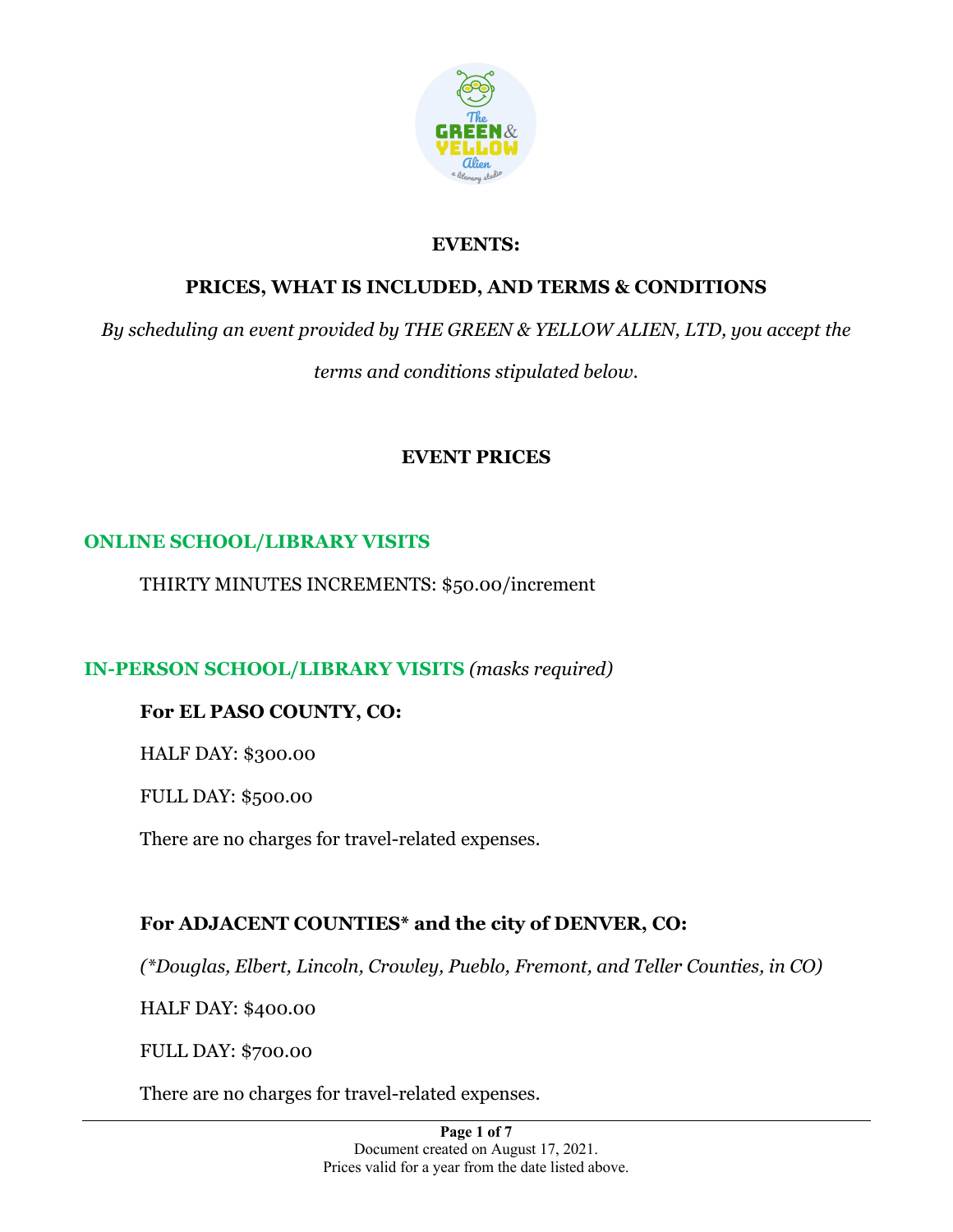# EVENTS:

## PRICES, WHAT IS INCLUDED, AND TERMS & CONDITIONS

*By scheduling an event provided by THE GREEN & YELLOW ALIEN, LTD, you accept the terms and conditions stipulated below.*

## EVENT PRICES

### ONLINE SCHOOL/LIBRARY VISITS

THIRTY MINUTES INCREMENTS: $50.00/increment

### IN-PERSON SCHOOL/LIBRARY VISITS *(masks required)*

**For EL PASO COUNTY, CO:**

HALF DAY: $300.00

FULL DAY: $500.00

There are no charges for travel-related expenses.

**For ADJACENT COUNTIES* and the city of DENVER, CO:**

*(*Douglas, Elbert, Lincoln, Crowley, Pueblo, Fremont, and Teller Counties, in CO)*

HALF DAY: $400.00

FULL DAY: $700.00

There are no charges for travel-related expenses.

Document created on August 17, 2021.
Prices valid for a year from the date listed above.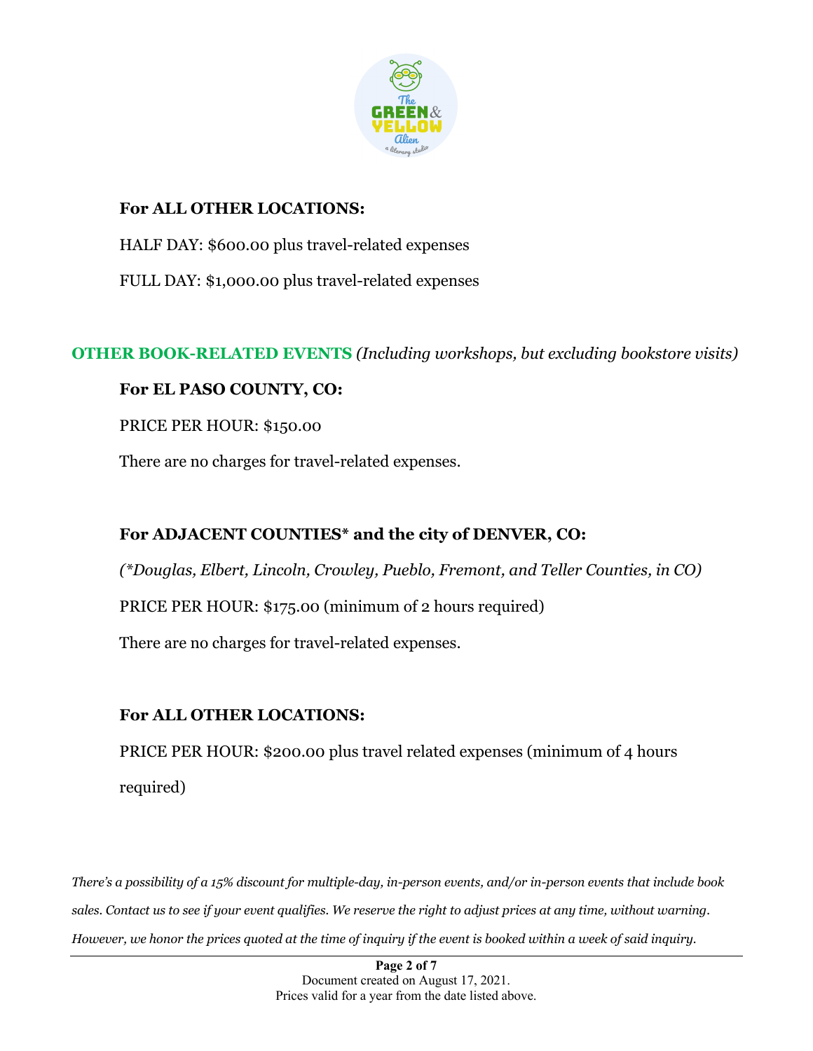**For ALL OTHER LOCATIONS:**

HALF DAY: $600.00 plus travel-related expenses

FULL DAY: $1,000.00 plus travel-related expenses

## OTHER BOOK-RELATED EVENTS *(Including workshops, but excluding bookstore visits)*

**For EL PASO COUNTY, CO:**

PRICE PER HOUR: $150.00

There are no charges for travel-related expenses.

**For ADJACENT COUNTIES* and the city of DENVER, CO:**

*(*Douglas, Elbert, Lincoln, Crowley, Pueblo, Fremont, and Teller Counties, in CO)*

PRICE PER HOUR: $175.00 (minimum of 2 hours required)

There are no charges for travel-related expenses.

**For ALL OTHER LOCATIONS:**

PRICE PER HOUR: $200.00 plus travel related expenses (minimum of 4 hours required)

*There's a possibility of a 15% discount for multiple-day, in-person events, and/or in-person events that include book sales. Contact us to see if your event qualifies. We reserve the right to adjust prices at any time, without warning. However, we honor the prices quoted at the time of inquiry if the event is booked within a week of said inquiry.*

Document created on August 17, 2021.
Prices valid for a year from the date listed above.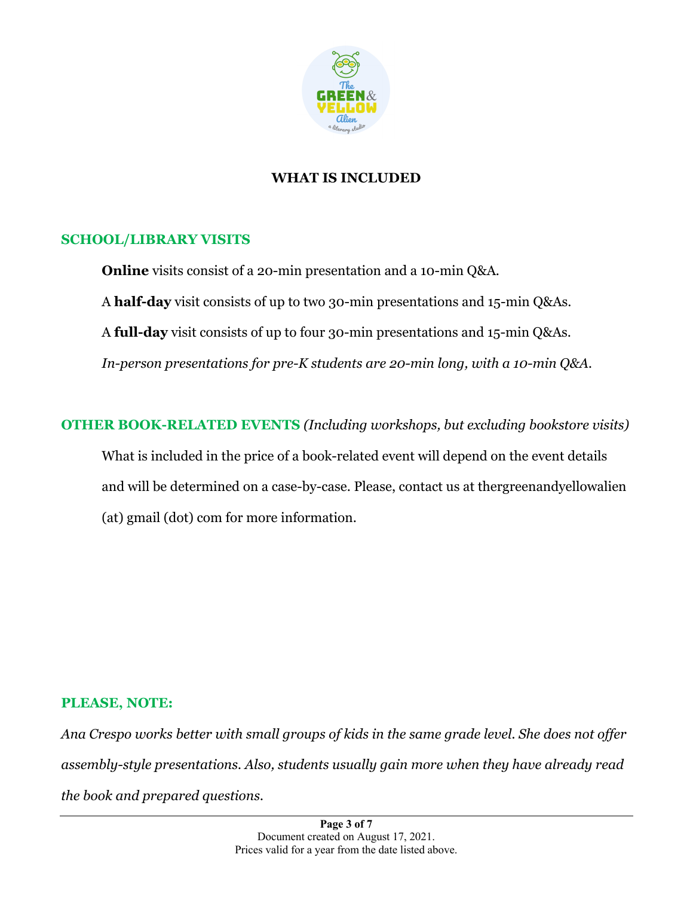## WHAT IS INCLUDED

### SCHOOL/LIBRARY VISITS

**Online** visits consist of a 20-min presentation and a 10-min Q&A.

A **half-day** visit consists of up to two 30-min presentations and 15-min Q&As.

A **full-day** visit consists of up to four 30-min presentations and 15-min Q&As.

*In-person presentations for pre-K students are 20-min long, with a 10-min Q&A.*

### OTHER BOOK-RELATED EVENTS *(Including workshops, but excluding bookstore visits)*

What is included in the price of a book-related event will depend on the event details and will be determined on a case-by-case. Please, contact us at thergreenandyellowalien (at) gmail (dot) com for more information.

### PLEASE, NOTE:

*Ana Crespo works better with small groups of kids in the same grade level. She does not offer assembly-style presentations. Also, students usually gain more when they have already read the book and prepared questions.*

Document created on August 17, 2021.
Prices valid for a year from the date listed above.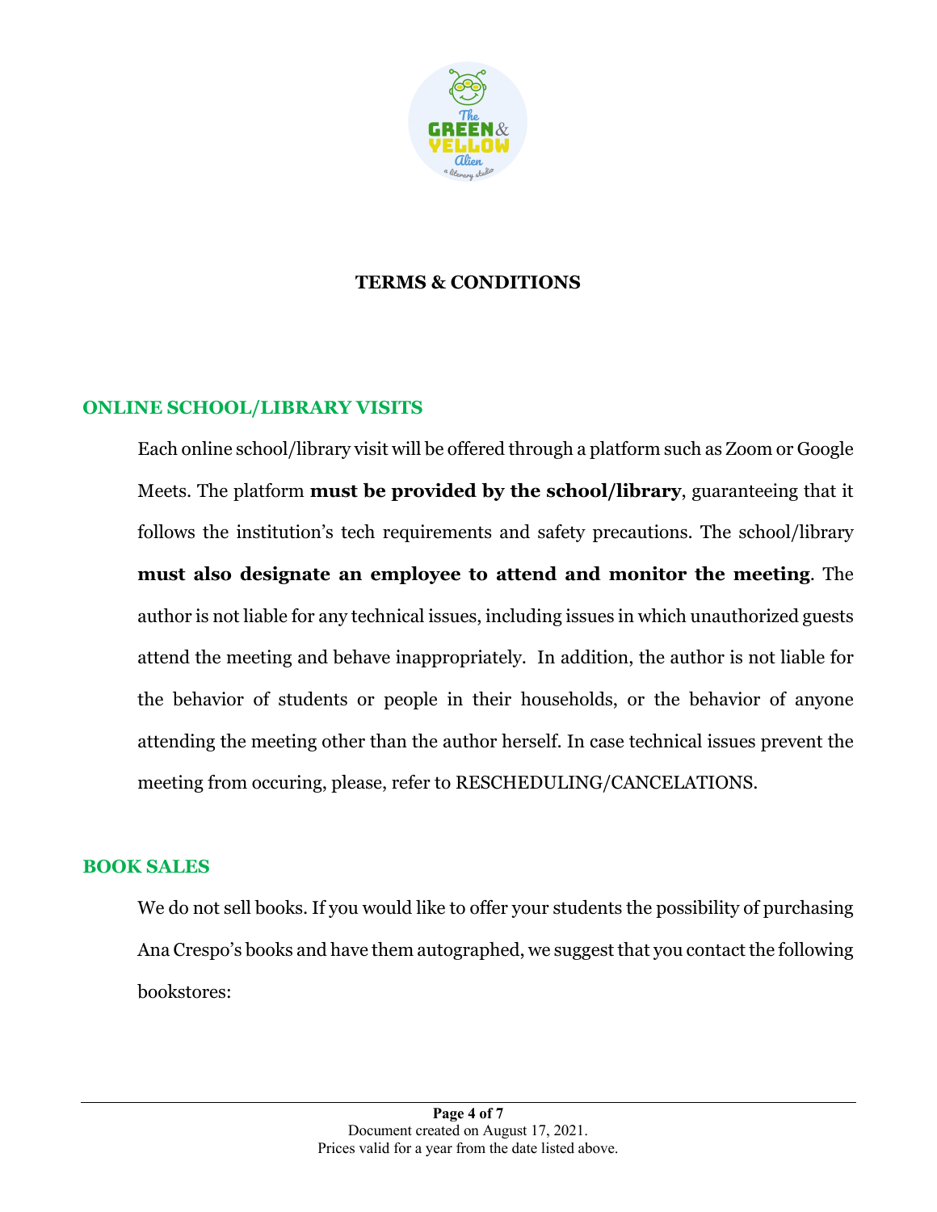# TERMS & CONDITIONS

## ONLINE SCHOOL/LIBRARY VISITS

Each online school/library visit will be offered through a platform such as Zoom or Google Meets. The platform **must be provided by the school/library**, guaranteeing that it follows the institution's tech requirements and safety precautions. The school/library **must also designate an employee to attend and monitor the meeting**. The author is not liable for any technical issues, including issues in which unauthorized guests attend the meeting and behave inappropriately. In addition, the author is not liable for the behavior of students or people in their households, or the behavior of anyone attending the meeting other than the author herself. In case technical issues prevent the meeting from occuring, please, refer to RESCHEDULING/CANCELATIONS.

## BOOK SALES

We do not sell books. If you would like to offer your students the possibility of purchasing Ana Crespo's books and have them autographed, we suggest that you contact the following bookstores:

Document created on August 17, 2021.
Prices valid for a year from the date listed above.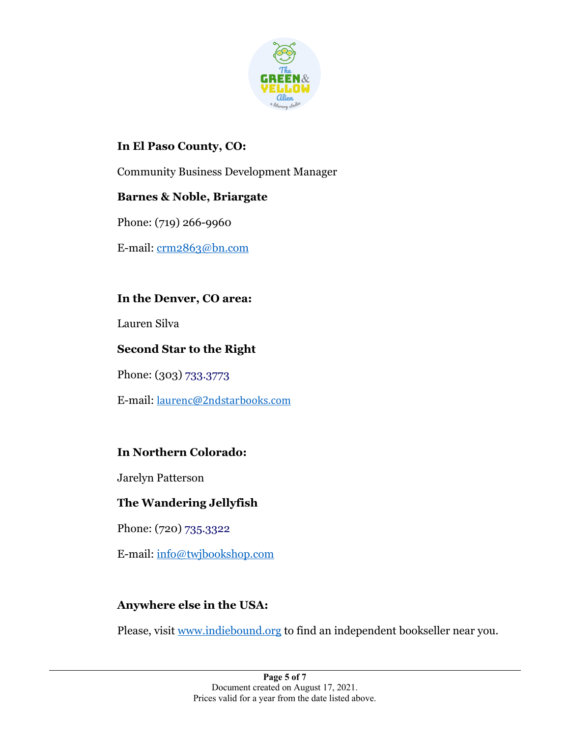**In El Paso County, CO:**

Community Business Development Manager

**Barnes & Noble, Briargate**

Phone: (719) 266-9960

E-mail: crm2863@bn.com

**In the Denver, CO area:**

Lauren Silva

**Second Star to the Right**

Phone: (303) 733.3773

E-mail: laurenc@2ndstarbooks.com

**In Northern Colorado:**

Jarelyn Patterson

**The Wandering Jellyfish**

Phone: (720) 735.3322

E-mail: info@twjbookshop.com

**Anywhere else in the USA:**

Please, visit www.indiebound.org to find an independent bookseller near you.

Document created on August 17, 2021.
Prices valid for a year from the date listed above.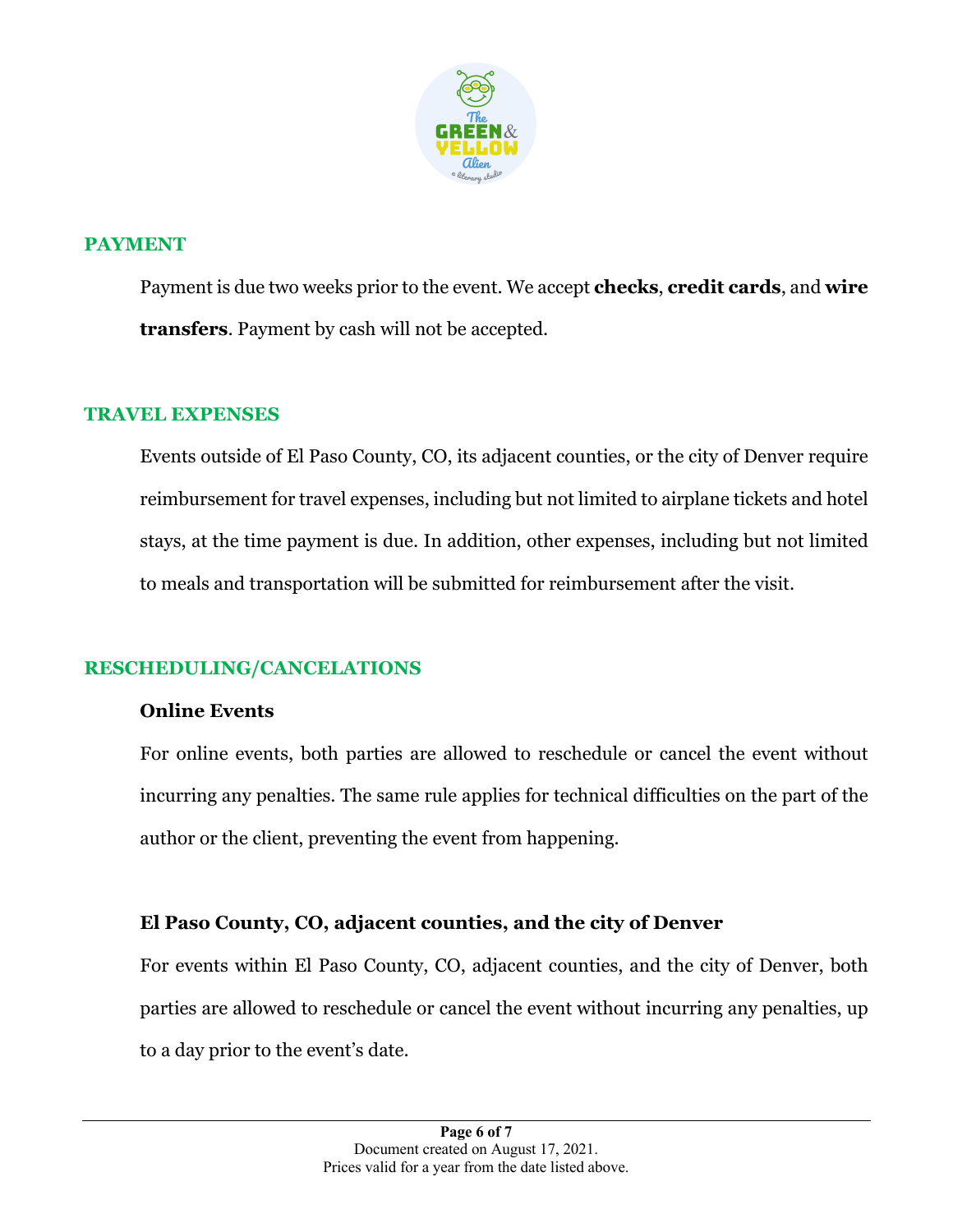## PAYMENT

Payment is due two weeks prior to the event. We accept **checks**, **credit cards**, and **wire transfers**. Payment by cash will not be accepted.

## TRAVEL EXPENSES

Events outside of El Paso County, CO, its adjacent counties, or the city of Denver require reimbursement for travel expenses, including but not limited to airplane tickets and hotel stays, at the time payment is due. In addition, other expenses, including but not limited to meals and transportation will be submitted for reimbursement after the visit.

## RESCHEDULING/CANCELATIONS

### Online Events

For online events, both parties are allowed to reschedule or cancel the event without incurring any penalties. The same rule applies for technical difficulties on the part of the author or the client, preventing the event from happening.

### El Paso County, CO, adjacent counties, and the city of Denver

For events within El Paso County, CO, adjacent counties, and the city of Denver, both parties are allowed to reschedule or cancel the event without incurring any penalties, up to a day prior to the event's date.

Document created on August 17, 2021.
Prices valid for a year from the date listed above.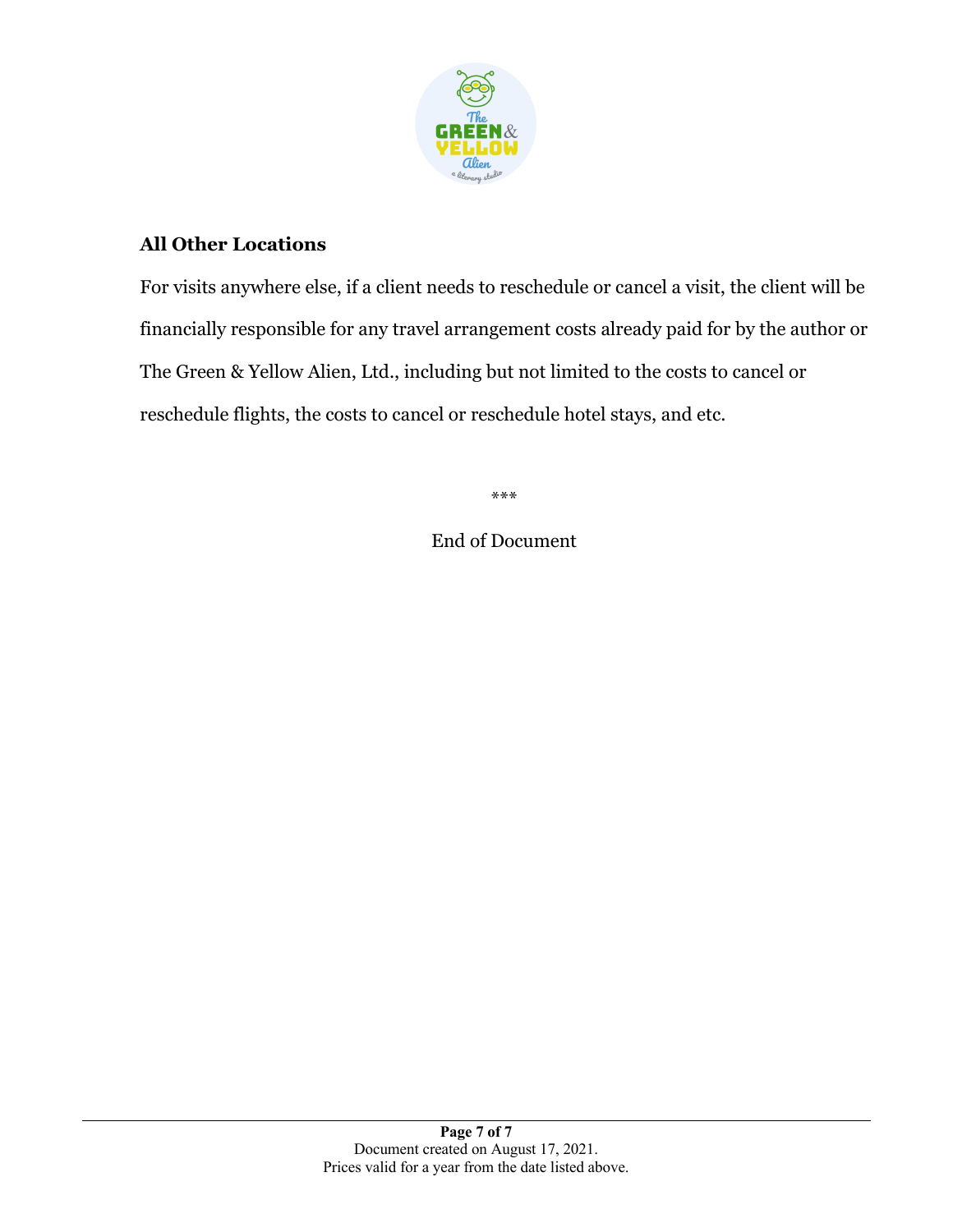### All Other Locations

For visits anywhere else, if a client needs to reschedule or cancel a visit, the client will be financially responsible for any travel arrangement costs already paid for by the author or The Green & Yellow Alien, Ltd., including but not limited to the costs to cancel or reschedule flights, the costs to cancel or reschedule hotel stays, and etc.

***

End of Document

Document created on August 17, 2021.
Prices valid for a year from the date listed above.